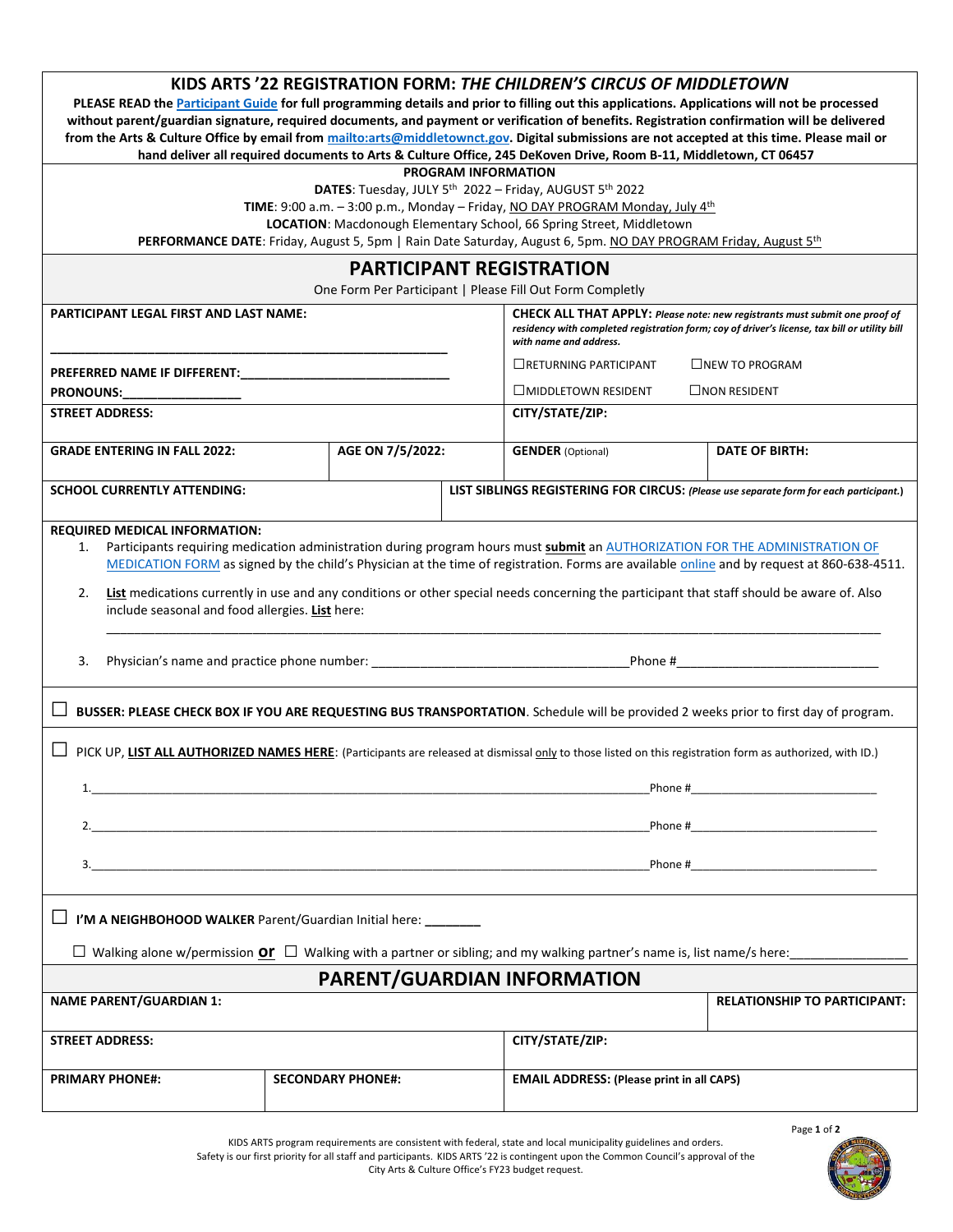# KIDS ARTS '22 REGISTRATION FORM: *THE CHILDREN'S CIRCUS OF MIDDLETOWN*

**PLEASE READ the Participant Guide for full programming details and prior to filling out this applications. Applications will not be processed without parent/guardian signature, required documents, and payment or verification of benefits. Registration confirmation will be delivered from the Arts & Culture Office by email from mailto:arts@middletownct.gov. Digital submissions are not accepted at this time. Please mail or hand deliver all required documents to Arts & Culture Office, 245 DeKoven Drive, Room B-11, Middletown, CT 06457**

**PROGRAM INFORMATION**

**DATES**: Tuesday, JULY 5th 2022 – Friday, AUGUST 5th 2022

**TIME**: 9:00 a.m. – 3:00 p.m., Monday – Friday, NO DAY PROGRAM Monday, July 4th

**LOCATION**: Macdonough Elementary School, 66 Spring Street, Middletown

**PERFORMANCE DATE**: Friday, August 5, 5pm | Rain Date Saturday, August 6, 5pm. NO DAY PROGRAM Friday, August 5th

## PARTICIPANT REGISTRATION

One Form Per Participant | Please Fill Out Form Completly

**PARTICIPANT LEGAL FIRST AND LAST NAME:** ____________________________________________

**PREFERRED NAME IF DIFFERENT:** ______________________________

**PRONOUNS:** _________________

**CHECK ALL THAT APPLY:** *Please note: new registrants must submit one proof of residency with completed registration form; coy of driver's license, tax bill or utility bill with name and address.*

☐RETURNING PARTICIPANT ☐NEW TO PROGRAM

☐MIDDLETOWN RESIDENT ☐NON RESIDENT

| STREET ADDRESS: | | CITY/STATE/ZIP: | |
|---|---|---|---|
| GRADE ENTERING IN FALL 2022: | AGE ON 7/5/2022: | GENDER (Optional) | DATE OF BIRTH: |
| SCHOOL CURRENTLY ATTENDING: | | LIST SIBLINGS REGISTERING FOR CIRCUS: *(Please use separate form for each participant.)* | |

**REQUIRED MEDICAL INFORMATION:**

1. Participants requiring medication administration during program hours must **submit** an AUTHORIZATION FOR THE ADMINISTRATION OF MEDICATION FORM as signed by the child's Physician at the time of registration. Forms are available online and by request at 860-638-4511.
2. **List** medications currently in use and any conditions or other special needs concerning the participant that staff should be aware of. Also include seasonal and food allergies. **List** here:
   ____________________________________________________________________________________________
3. Physician's name and practice phone number: ____________________________________Phone #_____________________________

☐ **BUSSER: PLEASE CHECK BOX IF YOU ARE REQUESTING BUS TRANSPORTATION**. Schedule will be provided 2 weeks prior to first day of program.

☐ PICK UP, **LIST ALL AUTHORIZED NAMES HERE**: (Participants are released at dismissal only to those listed on this registration form as authorized, with ID.)

1. ______________________________________________________________________________Phone #____________________________
2. ______________________________________________________________________________Phone #____________________________
3. ______________________________________________________________________________Phone #____________________________

☐ **I'M A NEIGHBOHOOD WALKER** Parent/Guardian Initial here: ________

☐ Walking alone w/permission **or** ☐ Walking with a partner or sibling; and my walking partner's name is, list name/s here:________________

## PARENT/GUARDIAN INFORMATION

| NAME PARENT/GUARDIAN 1: | | | RELATIONSHIP TO PARTICIPANT: |
|---|---|---|---|
| STREET ADDRESS: | | CITY/STATE/ZIP: | |
| PRIMARY PHONE#: | SECONDARY PHONE#: | EMAIL ADDRESS: (Please print in all CAPS) | |

KIDS ARTS program requirements are consistent with federal, state and local municipality guidelines and orders. Safety is our first priority for all staff and participants. KIDS ARTS '22 is contingent upon the Common Council's approval of the City Arts & Culture Office's FY23 budget request.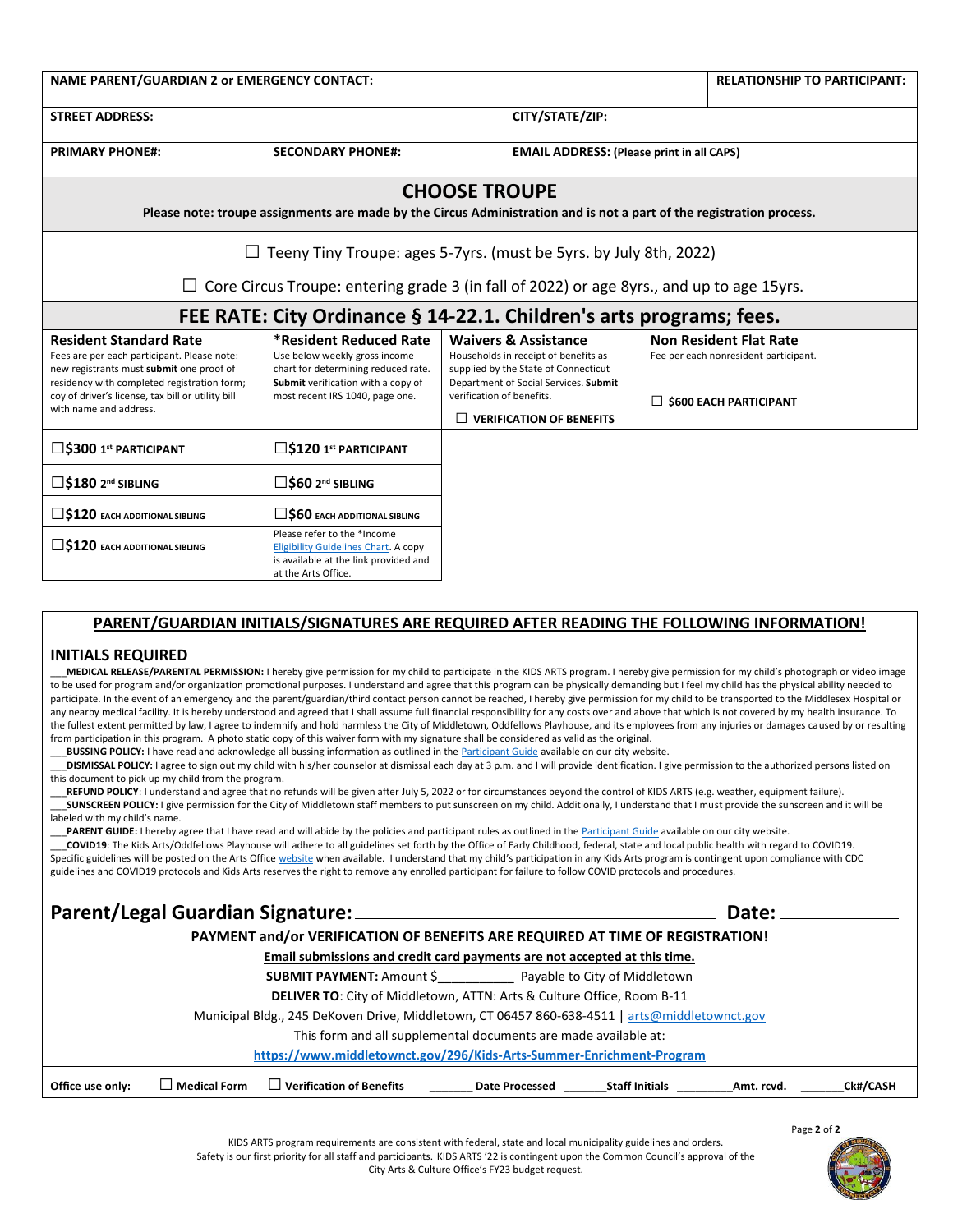| NAME PARENT/GUARDIAN 2 or EMERGENCY CONTACT: | | | RELATIONSHIP TO PARTICIPANT: |
|---|---|---|---|
| **STREET ADDRESS:** | | **CITY/STATE/ZIP:** | |
| **PRIMARY PHONE#:** | **SECONDARY PHONE#:** | **EMAIL ADDRESS: (Please print in all CAPS)** | |

## CHOOSE TROUPE

**Please note: troupe assignments are made by the Circus Administration and is not a part of the registration process.**

☐ Teeny Tiny Troupe: ages 5-7yrs. (must be 5yrs. by July 8th, 2022)

☐ Core Circus Troupe: entering grade 3 (in fall of 2022) or age 8yrs., and up to age 15yrs.

## FEE RATE: City Ordinance § 14-22.1. Children's arts programs; fees.

| Resident Standard Rate | *Resident Reduced Rate | Waivers & Assistance | Non Resident Flat Rate |
|---|---|---|---|
| Fees are per each participant. Please note: new registrants must **submit** one proof of residency with completed registration form; coy of driver's license, tax bill or utility bill with name and address. | Use below weekly gross income chart for determining reduced rate. **Submit** verification with a copy of most recent IRS 1040, page one. | Households in receipt of benefits as supplied by the State of Connecticut Department of Social Services. **Submit** verification of benefits. ☐ **VERIFICATION OF BENEFITS** | Fee per each nonresident participant. ☐ **$600 EACH PARTICIPANT** |
| ☐**$300 1st PARTICIPANT** | ☐**$120 1st PARTICIPANT** | | |
| ☐**$180 2nd SIBLING** | ☐**$60 2nd SIBLING** | | |
| ☐**$120 EACH ADDITIONAL SIBLING** | ☐**$60 EACH ADDITIONAL SIBLING** | | |
| ☐**$120 EACH ADDITIONAL SIBLING** | Please refer to the *Income Eligibility Guidelines Chart. A copy is available at the link provided and at the Arts Office. | | |

## PARENT/GUARDIAN INITIALS/SIGNATURES ARE REQUIRED AFTER READING THE FOLLOWING INFORMATION!

### INITIALS REQUIRED

___**MEDICAL RELEASE/PARENTAL PERMISSION:** I hereby give permission for my child to participate in the KIDS ARTS program. I hereby give permission for my child's photograph or video image to be used for program and/or organization promotional purposes. I understand and agree that this program can be physically demanding but I feel my child has the physical ability needed to participate. In the event of an emergency and the parent/guardian/third contact person cannot be reached, I hereby give permission for my child to be transported to the Middlesex Hospital or any nearby medical facility. It is hereby understood and agreed that I shall assume full financial responsibility for any costs over and above that which is not covered by my health insurance. To the fullest extent permitted by law, I agree to indemnify and hold harmless the City of Middletown, Oddfellows Playhouse, and its employees from any injuries or damages caused by or resulting from participation in this program. A photo static copy of this waiver form with my signature shall be considered as valid as the original.

___**BUSSING POLICY:** I have read and acknowledge all bussing information as outlined in the Participant Guide available on our city website.

___**DISMISSAL POLICY:** I agree to sign out my child with his/her counselor at dismissal each day at 3 p.m. and I will provide identification. I give permission to the authorized persons listed on this document to pick up my child from the program.

___**REFUND POLICY**: I understand and agree that no refunds will be given after July 5, 2022 or for circumstances beyond the control of KIDS ARTS (e.g. weather, equipment failure).

___**SUNSCREEN POLICY:** I give permission for the City of Middletown staff members to put sunscreen on my child. Additionally, I understand that I must provide the sunscreen and it will be labeled with my child's name.

___**PARENT GUIDE:** I hereby agree that I have read and will abide by the policies and participant rules as outlined in the Participant Guide available on our city website.

___**COVID19**: The Kids Arts/Oddfellows Playhouse will adhere to all guidelines set forth by the Office of Early Childhood, federal, state and local public health with regard to COVID19. Specific guidelines will be posted on the Arts Office website when available. I understand that my child's participation in any Kids Arts program is contingent upon compliance with CDC guidelines and COVID19 protocols and Kids Arts reserves the right to remove any enrolled participant for failure to follow COVID protocols and procedures.

## Parent/Legal Guardian Signature: ______________________ Date: __________

**PAYMENT and/or VERIFICATION OF BENEFITS ARE REQUIRED AT TIME OF REGISTRATION!**

**Email submissions and credit card payments are not accepted at this time.**

**SUBMIT PAYMENT:** Amount $__________ Payable to City of Middletown

**DELIVER TO**: City of Middletown, ATTN: Arts & Culture Office, Room B-11

Municipal Bldg., 245 DeKoven Drive, Middletown, CT 06457 860-638-4511 | arts@middletownct.gov

This form and all supplemental documents are made available at:

**https://www.middletownct.gov/296/Kids-Arts-Summer-Enrichment-Program**

**Office use only:** ☐ **Medical Form** ☐ **Verification of Benefits** ______ **Date Processed** ______**Staff Initials** ________**Amt. rcvd.** ______**Ck#/CASH**

KIDS ARTS program requirements are consistent with federal, state and local municipality guidelines and orders. Safety is our first priority for all staff and participants. KIDS ARTS '22 is contingent upon the Common Council's approval of the City Arts & Culture Office's FY23 budget request.